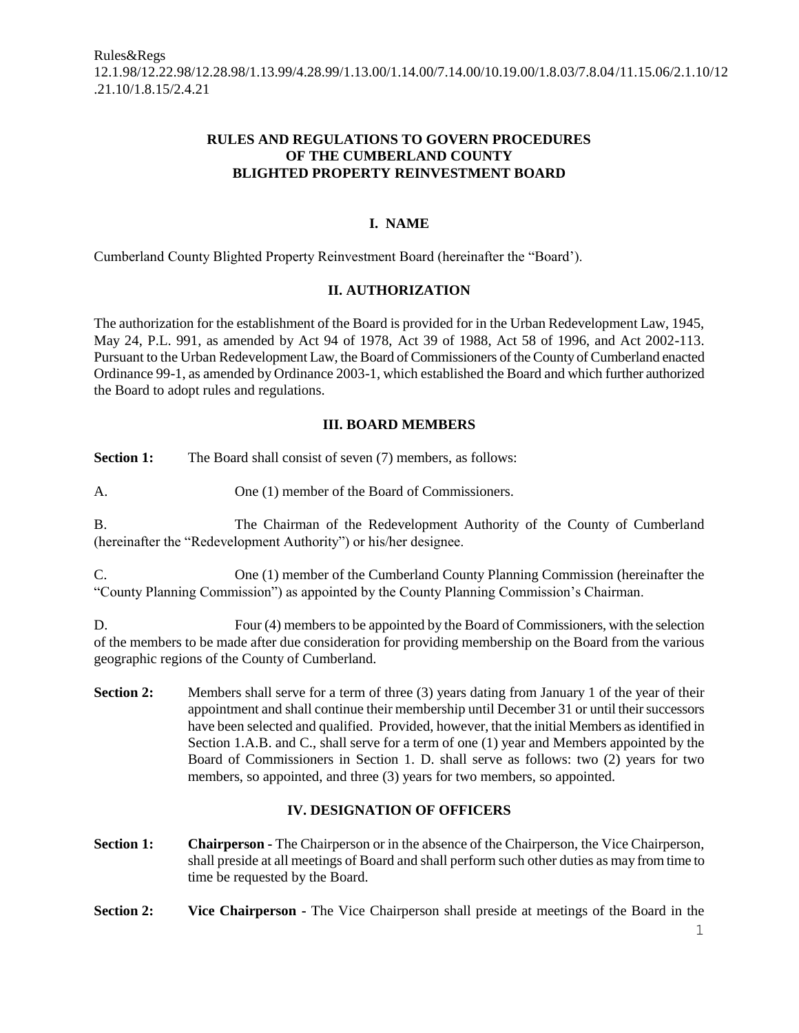Rules&Regs
12.1.98/12.22.98/12.28.98/1.13.99/4.28.99/1.13.00/1.14.00/7.14.00/10.19.00/1.8.03/7.8.04/11.15.06/2.1.10/12.21.10/1.8.15/2.4.21

# RULES AND REGULATIONS TO GOVERN PROCEDURES OF THE CUMBERLAND COUNTY BLIGHTED PROPERTY REINVESTMENT BOARD

## I. NAME

Cumberland County Blighted Property Reinvestment Board (hereinafter the "Board').

## II. AUTHORIZATION

The authorization for the establishment of the Board is provided for in the Urban Redevelopment Law, 1945, May 24, P.L. 991, as amended by Act 94 of 1978, Act 39 of 1988, Act 58 of 1996, and Act 2002-113. Pursuant to the Urban Redevelopment Law, the Board of Commissioners of the County of Cumberland enacted Ordinance 99-1, as amended by Ordinance 2003-1, which established the Board and which further authorized the Board to adopt rules and regulations.

## III. BOARD MEMBERS

**Section 1:** The Board shall consist of seven (7) members, as follows:

A. One (1) member of the Board of Commissioners.

B. The Chairman of the Redevelopment Authority of the County of Cumberland (hereinafter the "Redevelopment Authority") or his/her designee.

C. One (1) member of the Cumberland County Planning Commission (hereinafter the "County Planning Commission") as appointed by the County Planning Commission's Chairman.

D. Four (4) members to be appointed by the Board of Commissioners, with the selection of the members to be made after due consideration for providing membership on the Board from the various geographic regions of the County of Cumberland.

**Section 2:** Members shall serve for a term of three (3) years dating from January 1 of the year of their appointment and shall continue their membership until December 31 or until their successors have been selected and qualified. Provided, however, that the initial Members as identified in Section 1.A.B. and C., shall serve for a term of one (1) year and Members appointed by the Board of Commissioners in Section 1. D. shall serve as follows: two (2) years for two members, so appointed, and three (3) years for two members, so appointed.

## IV. DESIGNATION OF OFFICERS

**Section 1:** **Chairperson** - The Chairperson or in the absence of the Chairperson, the Vice Chairperson, shall preside at all meetings of Board and shall perform such other duties as may from time to time be requested by the Board.

**Section 2:** **Vice Chairperson** - The Vice Chairperson shall preside at meetings of the Board in the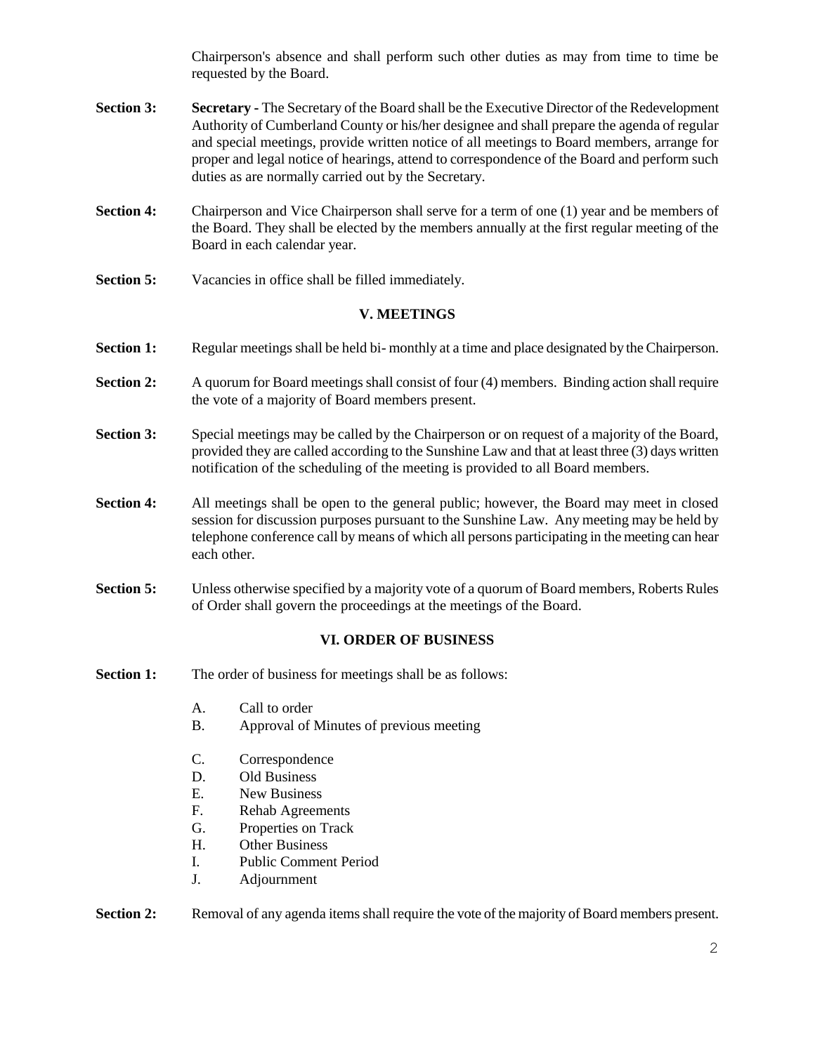Chairperson's absence and shall perform such other duties as may from time to time be requested by the Board.

**Section 3:** **Secretary -** The Secretary of the Board shall be the Executive Director of the Redevelopment Authority of Cumberland County or his/her designee and shall prepare the agenda of regular and special meetings, provide written notice of all meetings to Board members, arrange for proper and legal notice of hearings, attend to correspondence of the Board and perform such duties as are normally carried out by the Secretary.

**Section 4:** Chairperson and Vice Chairperson shall serve for a term of one (1) year and be members of the Board. They shall be elected by the members annually at the first regular meeting of the Board in each calendar year.

**Section 5:** Vacancies in office shall be filled immediately.

## V. MEETINGS

**Section 1:** Regular meetings shall be held bi- monthly at a time and place designated by the Chairperson.

**Section 2:** A quorum for Board meetings shall consist of four (4) members. Binding action shall require the vote of a majority of Board members present.

**Section 3:** Special meetings may be called by the Chairperson or on request of a majority of the Board, provided they are called according to the Sunshine Law and that at least three (3) days written notification of the scheduling of the meeting is provided to all Board members.

**Section 4:** All meetings shall be open to the general public; however, the Board may meet in closed session for discussion purposes pursuant to the Sunshine Law. Any meeting may be held by telephone conference call by means of which all persons participating in the meeting can hear each other.

**Section 5:** Unless otherwise specified by a majority vote of a quorum of Board members, Roberts Rules of Order shall govern the proceedings at the meetings of the Board.

## VI. ORDER OF BUSINESS

**Section 1:** The order of business for meetings shall be as follows:

A. Call to order
B. Approval of Minutes of previous meeting

C. Correspondence
D. Old Business
E. New Business
F. Rehab Agreements
G. Properties on Track
H. Other Business
I. Public Comment Period
J. Adjournment

**Section 2:** Removal of any agenda items shall require the vote of the majority of Board members present.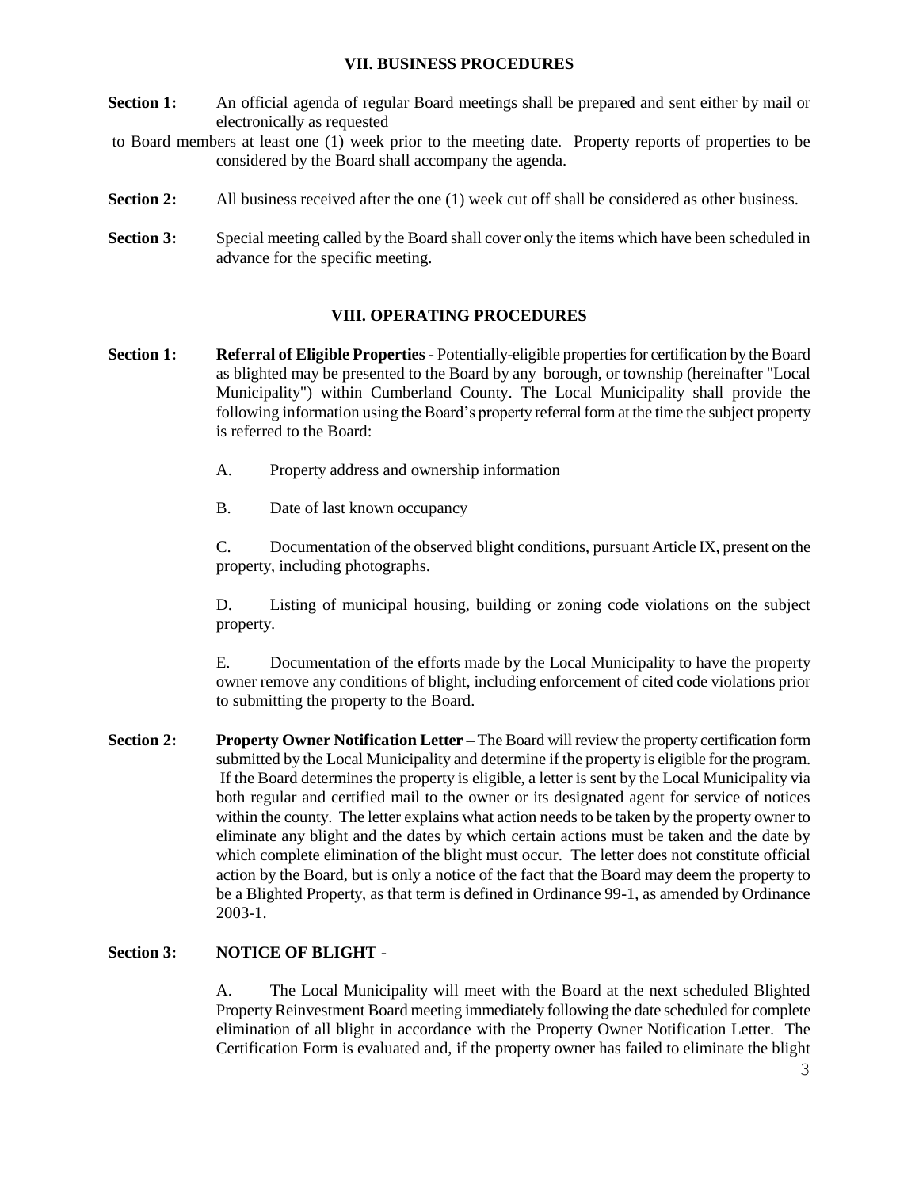## VII. BUSINESS PROCEDURES

**Section 1:** An official agenda of regular Board meetings shall be prepared and sent either by mail or electronically as requested to Board members at least one (1) week prior to the meeting date. Property reports of properties to be considered by the Board shall accompany the agenda.

**Section 2:** All business received after the one (1) week cut off shall be considered as other business.

**Section 3:** Special meeting called by the Board shall cover only the items which have been scheduled in advance for the specific meeting.

## VIII. OPERATING PROCEDURES

**Section 1:** **Referral of Eligible Properties -** Potentially-eligible properties for certification by the Board as blighted may be presented to the Board by any borough, or township (hereinafter "Local Municipality") within Cumberland County. The Local Municipality shall provide the following information using the Board's property referral form at the time the subject property is referred to the Board:

A. Property address and ownership information

B. Date of last known occupancy

C. Documentation of the observed blight conditions, pursuant Article IX, present on the property, including photographs.

D. Listing of municipal housing, building or zoning code violations on the subject property.

E. Documentation of the efforts made by the Local Municipality to have the property owner remove any conditions of blight, including enforcement of cited code violations prior to submitting the property to the Board.

**Section 2:** **Property Owner Notification Letter –** The Board will review the property certification form submitted by the Local Municipality and determine if the property is eligible for the program. If the Board determines the property is eligible, a letter is sent by the Local Municipality via both regular and certified mail to the owner or its designated agent for service of notices within the county. The letter explains what action needs to be taken by the property owner to eliminate any blight and the dates by which certain actions must be taken and the date by which complete elimination of the blight must occur. The letter does not constitute official action by the Board, but is only a notice of the fact that the Board may deem the property to be a Blighted Property, as that term is defined in Ordinance 99-1, as amended by Ordinance 2003-1.

**Section 3:** **NOTICE OF BLIGHT** -

A. The Local Municipality will meet with the Board at the next scheduled Blighted Property Reinvestment Board meeting immediately following the date scheduled for complete elimination of all blight in accordance with the Property Owner Notification Letter. The Certification Form is evaluated and, if the property owner has failed to eliminate the blight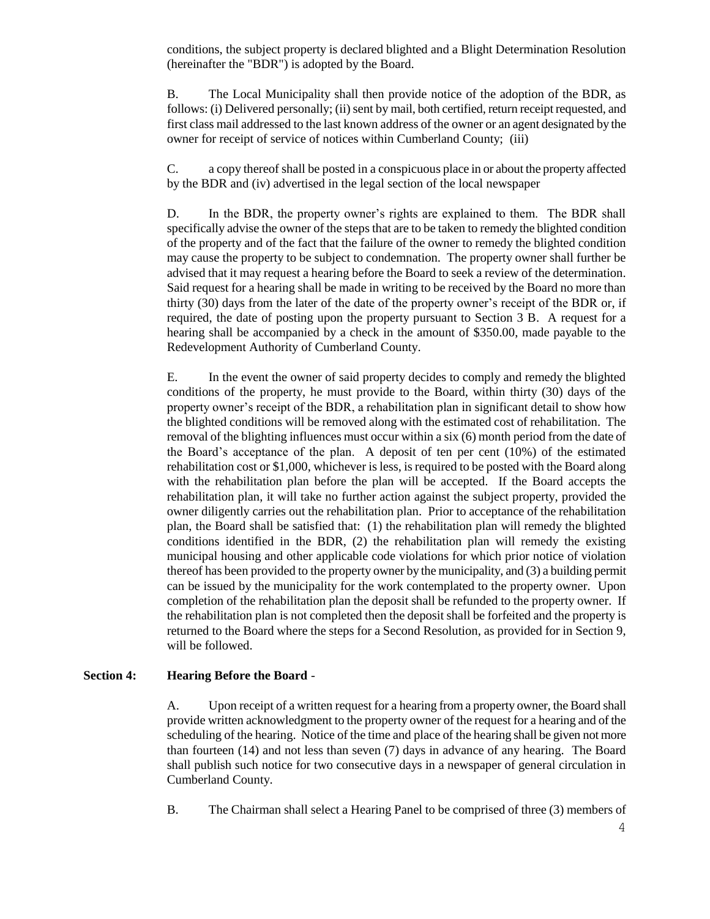conditions, the subject property is declared blighted and a Blight Determination Resolution (hereinafter the "BDR") is adopted by the Board.

B. The Local Municipality shall then provide notice of the adoption of the BDR, as follows: (i) Delivered personally; (ii) sent by mail, both certified, return receipt requested, and first class mail addressed to the last known address of the owner or an agent designated by the owner for receipt of service of notices within Cumberland County; (iii)

C. a copy thereof shall be posted in a conspicuous place in or about the property affected by the BDR and (iv) advertised in the legal section of the local newspaper

D. In the BDR, the property owner's rights are explained to them. The BDR shall specifically advise the owner of the steps that are to be taken to remedy the blighted condition of the property and of the fact that the failure of the owner to remedy the blighted condition may cause the property to be subject to condemnation. The property owner shall further be advised that it may request a hearing before the Board to seek a review of the determination. Said request for a hearing shall be made in writing to be received by the Board no more than thirty (30) days from the later of the date of the property owner's receipt of the BDR or, if required, the date of posting upon the property pursuant to Section 3 B. A request for a hearing shall be accompanied by a check in the amount of $350.00, made payable to the Redevelopment Authority of Cumberland County.

E. In the event the owner of said property decides to comply and remedy the blighted conditions of the property, he must provide to the Board, within thirty (30) days of the property owner's receipt of the BDR, a rehabilitation plan in significant detail to show how the blighted conditions will be removed along with the estimated cost of rehabilitation. The removal of the blighting influences must occur within a six (6) month period from the date of the Board's acceptance of the plan. A deposit of ten per cent (10%) of the estimated rehabilitation cost or $1,000, whichever is less, is required to be posted with the Board along with the rehabilitation plan before the plan will be accepted. If the Board accepts the rehabilitation plan, it will take no further action against the subject property, provided the owner diligently carries out the rehabilitation plan. Prior to acceptance of the rehabilitation plan, the Board shall be satisfied that: (1) the rehabilitation plan will remedy the blighted conditions identified in the BDR, (2) the rehabilitation plan will remedy the existing municipal housing and other applicable code violations for which prior notice of violation thereof has been provided to the property owner by the municipality, and (3) a building permit can be issued by the municipality for the work contemplated to the property owner. Upon completion of the rehabilitation plan the deposit shall be refunded to the property owner. If the rehabilitation plan is not completed then the deposit shall be forfeited and the property is returned to the Board where the steps for a Second Resolution, as provided for in Section 9, will be followed.

**Section 4: Hearing Before the Board** -

A. Upon receipt of a written request for a hearing from a property owner, the Board shall provide written acknowledgment to the property owner of the request for a hearing and of the scheduling of the hearing. Notice of the time and place of the hearing shall be given not more than fourteen (14) and not less than seven (7) days in advance of any hearing. The Board shall publish such notice for two consecutive days in a newspaper of general circulation in Cumberland County.

B. The Chairman shall select a Hearing Panel to be comprised of three (3) members of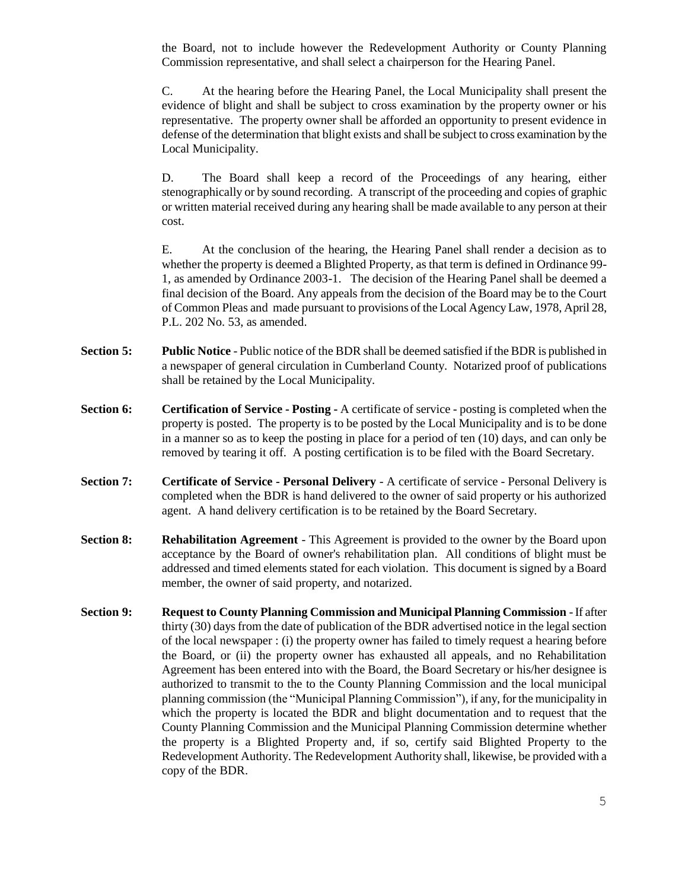the Board, not to include however the Redevelopment Authority or County Planning Commission representative, and shall select a chairperson for the Hearing Panel.

C. At the hearing before the Hearing Panel, the Local Municipality shall present the evidence of blight and shall be subject to cross examination by the property owner or his representative. The property owner shall be afforded an opportunity to present evidence in defense of the determination that blight exists and shall be subject to cross examination by the Local Municipality.

D. The Board shall keep a record of the Proceedings of any hearing, either stenographically or by sound recording. A transcript of the proceeding and copies of graphic or written material received during any hearing shall be made available to any person at their cost.

E. At the conclusion of the hearing, the Hearing Panel shall render a decision as to whether the property is deemed a Blighted Property, as that term is defined in Ordinance 99-1, as amended by Ordinance 2003-1. The decision of the Hearing Panel shall be deemed a final decision of the Board. Any appeals from the decision of the Board may be to the Court of Common Pleas and made pursuant to provisions of the Local Agency Law, 1978, April 28, P.L. 202 No. 53, as amended.

**Section 5:** **Public Notice** - Public notice of the BDR shall be deemed satisfied if the BDR is published in a newspaper of general circulation in Cumberland County. Notarized proof of publications shall be retained by the Local Municipality.

**Section 6:** **Certification of Service - Posting -** A certificate of service - posting is completed when the property is posted. The property is to be posted by the Local Municipality and is to be done in a manner so as to keep the posting in place for a period of ten (10) days, and can only be removed by tearing it off. A posting certification is to be filed with the Board Secretary.

**Section 7:** **Certificate of Service - Personal Delivery** - A certificate of service - Personal Delivery is completed when the BDR is hand delivered to the owner of said property or his authorized agent. A hand delivery certification is to be retained by the Board Secretary.

**Section 8:** **Rehabilitation Agreement** - This Agreement is provided to the owner by the Board upon acceptance by the Board of owner's rehabilitation plan. All conditions of blight must be addressed and timed elements stated for each violation. This document is signed by a Board member, the owner of said property, and notarized.

**Section 9:** **Request to County Planning Commission and Municipal Planning Commission** - If after thirty (30) days from the date of publication of the BDR advertised notice in the legal section of the local newspaper : (i) the property owner has failed to timely request a hearing before the Board, or (ii) the property owner has exhausted all appeals, and no Rehabilitation Agreement has been entered into with the Board, the Board Secretary or his/her designee is authorized to transmit to the to the County Planning Commission and the local municipal planning commission (the "Municipal Planning Commission"), if any, for the municipality in which the property is located the BDR and blight documentation and to request that the County Planning Commission and the Municipal Planning Commission determine whether the property is a Blighted Property and, if so, certify said Blighted Property to the Redevelopment Authority. The Redevelopment Authority shall, likewise, be provided with a copy of the BDR.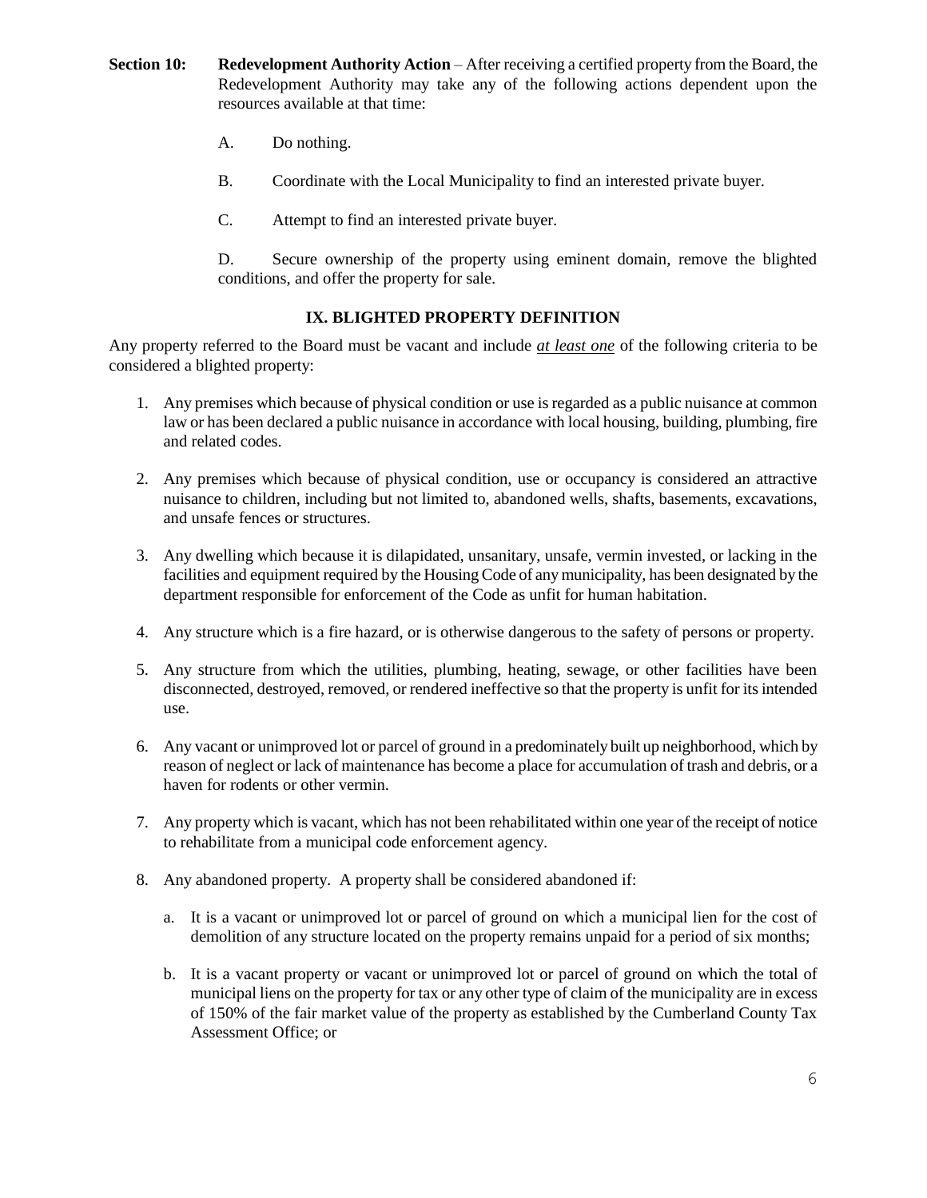**Section 10:** **Redevelopment Authority Action** – After receiving a certified property from the Board, the Redevelopment Authority may take any of the following actions dependent upon the resources available at that time:

A. Do nothing.

B. Coordinate with the Local Municipality to find an interested private buyer.

C. Attempt to find an interested private buyer.

D. Secure ownership of the property using eminent domain, remove the blighted conditions, and offer the property for sale.

## IX. BLIGHTED PROPERTY DEFINITION

Any property referred to the Board must be vacant and include ***at least one*** of the following criteria to be considered a blighted property:

1. Any premises which because of physical condition or use is regarded as a public nuisance at common law or has been declared a public nuisance in accordance with local housing, building, plumbing, fire and related codes.

2. Any premises which because of physical condition, use or occupancy is considered an attractive nuisance to children, including but not limited to, abandoned wells, shafts, basements, excavations, and unsafe fences or structures.

3. Any dwelling which because it is dilapidated, unsanitary, unsafe, vermin invested, or lacking in the facilities and equipment required by the Housing Code of any municipality, has been designated by the department responsible for enforcement of the Code as unfit for human habitation.

4. Any structure which is a fire hazard, or is otherwise dangerous to the safety of persons or property.

5. Any structure from which the utilities, plumbing, heating, sewage, or other facilities have been disconnected, destroyed, removed, or rendered ineffective so that the property is unfit for its intended use.

6. Any vacant or unimproved lot or parcel of ground in a predominately built up neighborhood, which by reason of neglect or lack of maintenance has become a place for accumulation of trash and debris, or a haven for rodents or other vermin.

7. Any property which is vacant, which has not been rehabilitated within one year of the receipt of notice to rehabilitate from a municipal code enforcement agency.

8. Any abandoned property. A property shall be considered abandoned if:

   a. It is a vacant or unimproved lot or parcel of ground on which a municipal lien for the cost of demolition of any structure located on the property remains unpaid for a period of six months;

   b. It is a vacant property or vacant or unimproved lot or parcel of ground on which the total of municipal liens on the property for tax or any other type of claim of the municipality are in excess of 150% of the fair market value of the property as established by the Cumberland County Tax Assessment Office; or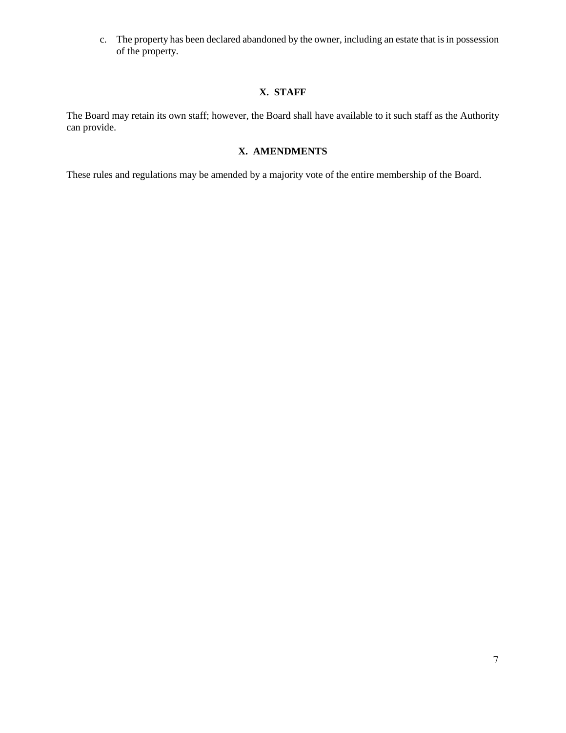c. The property has been declared abandoned by the owner, including an estate that is in possession of the property.

## X. STAFF

The Board may retain its own staff; however, the Board shall have available to it such staff as the Authority can provide.

## X. AMENDMENTS

These rules and regulations may be amended by a majority vote of the entire membership of the Board.